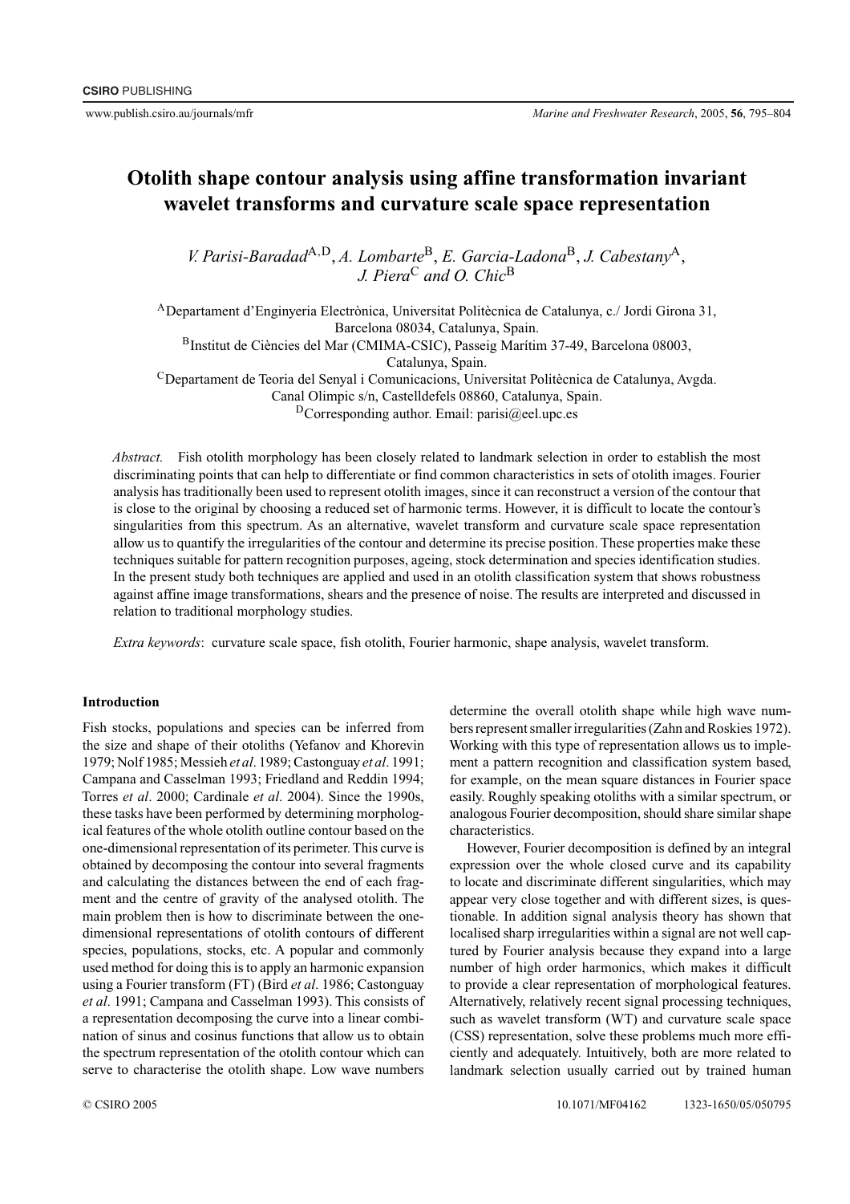# Otolith shape contour analysis using affine transformation invariant wavelet transforms and curvature scale space representation

*V. Parisi-Baradad*[A,D], *A. Lombarte*[B], *E. Garcia-Ladona*[B], *J. Cabestany*[A], *J. Piera*[C] *and O. Chic*[B]

[A]Departament d'Enginyeria Electrònica, Universitat Politècnica de Catalunya, c./ Jordi Girona 31, Barcelona 08034, Catalunya, Spain.
[B]Institut de Ciències del Mar (CMIMA-CSIC), Passeig Marítim 37-49, Barcelona 08003, Catalunya, Spain.
[C]Departament de Teoria del Senyal i Comunicacions, Universitat Politècnica de Catalunya, Avgda. Canal Olimpic s/n, Castelldefels 08860, Catalunya, Spain.
[D]Corresponding author. Email: parisi@eel.upc.es

*Abstract.* Fish otolith morphology has been closely related to landmark selection in order to establish the most discriminating points that can help to differentiate or find common characteristics in sets of otolith images. Fourier analysis has traditionally been used to represent otolith images, since it can reconstruct a version of the contour that is close to the original by choosing a reduced set of harmonic terms. However, it is difficult to locate the contour's singularities from this spectrum. As an alternative, wavelet transform and curvature scale space representation allow us to quantify the irregularities of the contour and determine its precise position. These properties make these techniques suitable for pattern recognition purposes, ageing, stock determination and species identification studies. In the present study both techniques are applied and used in an otolith classification system that shows robustness against affine image transformations, shears and the presence of noise. The results are interpreted and discussed in relation to traditional morphology studies.

*Extra keywords*: curvature scale space, fish otolith, Fourier harmonic, shape analysis, wavelet transform.

## Introduction

Fish stocks, populations and species can be inferred from the size and shape of their otoliths (Yefanov and Khorevin 1979; Nolf 1985; Messieh *et al*. 1989; Castonguay *et al*. 1991; Campana and Casselman 1993; Friedland and Reddin 1994; Torres *et al*. 2000; Cardinale *et al*. 2004). Since the 1990s, these tasks have been performed by determining morphological features of the whole otolith outline contour based on the one-dimensional representation of its perimeter. This curve is obtained by decomposing the contour into several fragments and calculating the distances between the end of each fragment and the centre of gravity of the analysed otolith. The main problem then is how to discriminate between the one-dimensional representations of otolith contours of different species, populations, stocks, etc. A popular and commonly used method for doing this is to apply an harmonic expansion using a Fourier transform (FT) (Bird *et al*. 1986; Castonguay *et al*. 1991; Campana and Casselman 1993). This consists of a representation decomposing the curve into a linear combination of sinus and cosinus functions that allow us to obtain the spectrum representation of the otolith contour which can serve to characterise the otolith shape. Low wave numbers determine the overall otolith shape while high wave numbers represent smaller irregularities (Zahn and Roskies 1972). Working with this type of representation allows us to implement a pattern recognition and classification system based, for example, on the mean square distances in Fourier space easily. Roughly speaking otoliths with a similar spectrum, or analogous Fourier decomposition, should share similar shape characteristics.

However, Fourier decomposition is defined by an integral expression over the whole closed curve and its capability to locate and discriminate different singularities, which may appear very close together and with different sizes, is questionable. In addition signal analysis theory has shown that localised sharp irregularities within a signal are not well captured by Fourier analysis because they expand into a large number of high order harmonics, which makes it difficult to provide a clear representation of morphological features. Alternatively, relatively recent signal processing techniques, such as wavelet transform (WT) and curvature scale space (CSS) representation, solve these problems much more efficiently and adequately. Intuitively, both are more related to landmark selection usually carried out by trained human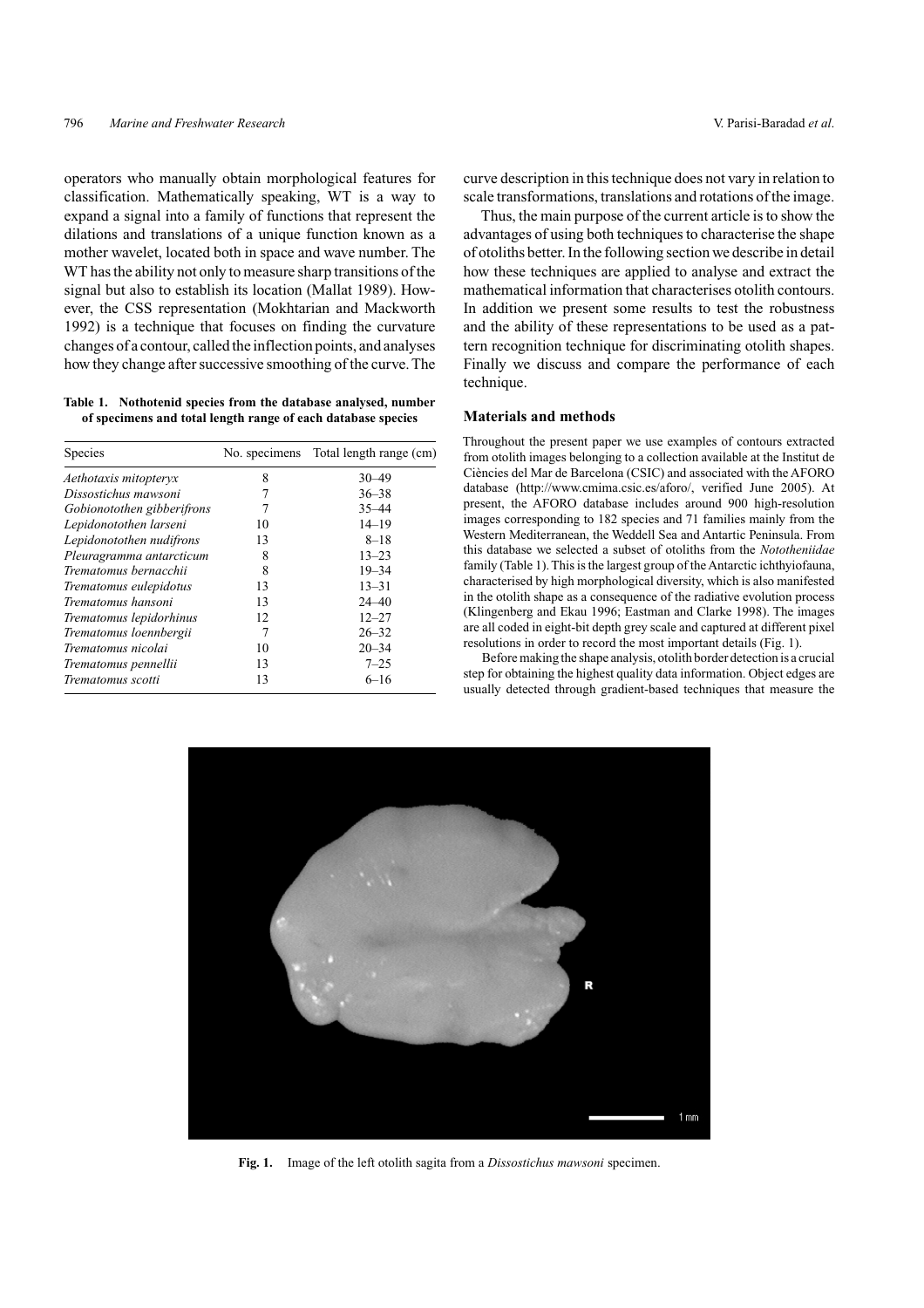operators who manually obtain morphological features for classification. Mathematically speaking, WT is a way to expand a signal into a family of functions that represent the dilations and translations of a unique function known as a mother wavelet, located both in space and wave number. The WT has the ability not only to measure sharp transitions of the signal but also to establish its location (Mallat 1989). However, the CSS representation (Mokhtarian and Mackworth 1992) is a technique that focuses on finding the curvature changes of a contour, called the inflection points, and analyses how they change after successive smoothing of the curve. The curve description in this technique does not vary in relation to scale transformations, translations and rotations of the image.

Thus, the main purpose of the current article is to show the advantages of using both techniques to characterise the shape of otoliths better. In the following section we describe in detail how these techniques are applied to analyse and extract the mathematical information that characterises otolith contours. In addition we present some results to test the robustness and the ability of these representations to be used as a pattern recognition technique for discriminating otolith shapes. Finally we discuss and compare the performance of each technique.

**Table 1. Nothotenid species from the database analysed, number of specimens and total length range of each database species**

| Species | No. specimens | Total length range (cm) |
|---|---|---|
| *Aethotaxis mitopteryx* | 8 | 30–49 |
| *Dissostichus mawsoni* | 7 | 36–38 |
| *Gobionotothen gibberifrons* | 7 | 35–44 |
| *Lepidonotothen larseni* | 10 | 14–19 |
| *Lepidonotothen nudifrons* | 13 | 8–18 |
| *Pleuragramma antarcticum* | 8 | 13–23 |
| *Trematomus bernacchii* | 8 | 19–34 |
| *Trematomus eulepidotus* | 13 | 13–31 |
| *Trematomus hansoni* | 13 | 24–40 |
| *Trematomus lepidorhinus* | 12 | 12–27 |
| *Trematomus loennbergii* | 7 | 26–32 |
| *Trematomus nicolai* | 10 | 20–34 |
| *Trematomus pennellii* | 13 | 7–25 |
| *Trematomus scotti* | 13 | 6–16 |

## Materials and methods

Throughout the present paper we use examples of contours extracted from otolith images belonging to a collection available at the Institut de Ciències del Mar de Barcelona (CSIC) and associated with the AFORO database (http://www.cmima.csic.es/aforo/, verified June 2005). At present, the AFORO database includes around 900 high-resolution images corresponding to 182 species and 71 families mainly from the Western Mediterranean, the Weddell Sea and Antartic Peninsula. From this database we selected a subset of otoliths from the *Nototheniidae* family (Table 1). This is the largest group of the Antarctic ichthyiofauna, characterised by high morphological diversity, which is also manifested in the otolith shape as a consequence of the radiative evolution process (Klingenberg and Ekau 1996; Eastman and Clarke 1998). The images are all coded in eight-bit depth grey scale and captured at different pixel resolutions in order to record the most important details (Fig. 1).

Before making the shape analysis, otolith border detection is a crucial step for obtaining the highest quality data information. Object edges are usually detected through gradient-based techniques that measure the

**Fig. 1.** Image of the left otolith sagita from a *Dissostichus mawsoni* specimen.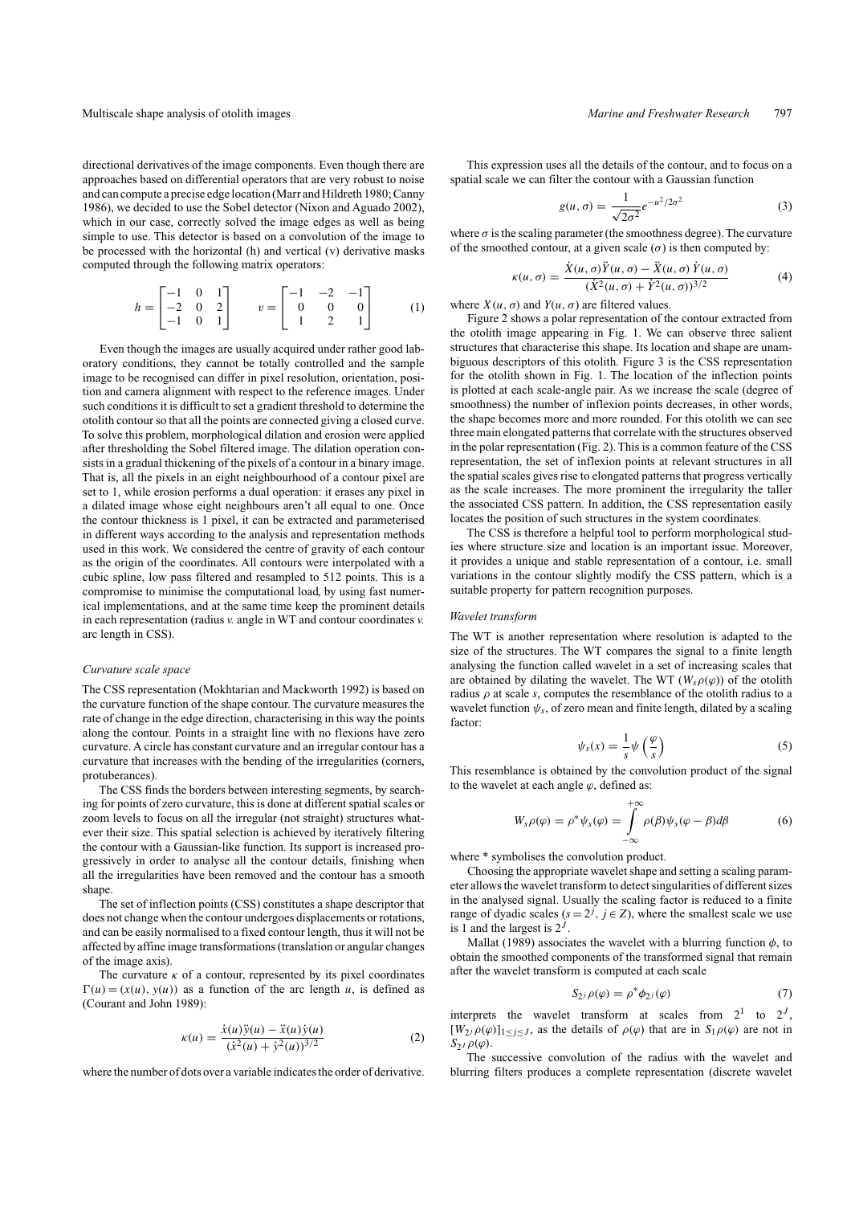directional derivatives of the image components. Even though there are approaches based on differential operators that are very robust to noise and can compute a precise edge location (Marr and Hildreth 1980; Canny 1986), we decided to use the Sobel detector (Nixon and Aguado 2002), which in our case, correctly solved the image edges as well as being simple to use. This detector is based on a convolution of the image to be processed with the horizontal (h) and vertical (v) derivative masks computed through the following matrix operators:

$$h = \begin{bmatrix} -1 & 0 & 1 \\ -2 & 0 & 2 \\ -1 & 0 & 1 \end{bmatrix} \qquad v = \begin{bmatrix} -1 & -2 & -1 \\ 0 & 0 & 0 \\ 1 & 2 & 1 \end{bmatrix} \tag{1}$$

Even though the images are usually acquired under rather good laboratory conditions, they cannot be totally controlled and the sample image to be recognised can differ in pixel resolution, orientation, position and camera alignment with respect to the reference images. Under such conditions it is difficult to set a gradient threshold to determine the otolith contour so that all the points are connected giving a closed curve. To solve this problem, morphological dilation and erosion were applied after thresholding the Sobel filtered image. The dilation operation consists in a gradual thickening of the pixels of a contour in a binary image. That is, all the pixels in an eight neighbourhood of a contour pixel are set to 1, while erosion performs a dual operation: it erases any pixel in a dilated image whose eight neighbours aren't all equal to one. Once the contour thickness is 1 pixel, it can be extracted and parameterised in different ways according to the analysis and representation methods used in this work. We considered the centre of gravity of each contour as the origin of the coordinates. All contours were interpolated with a cubic spline, low pass filtered and resampled to 512 points. This is a compromise to minimise the computational load, by using fast numerical implementations, and at the same time keep the prominent details in each representation (radius *v.* angle in WT and contour coordinates *v.* arc length in CSS).

### *Curvature scale space*

The CSS representation (Mokhtarian and Mackworth 1992) is based on the curvature function of the shape contour. The curvature measures the rate of change in the edge direction, characterising in this way the points along the contour. Points in a straight line with no flexions have zero curvature. A circle has constant curvature and an irregular contour has a curvature that increases with the bending of the irregularities (corners, protuberances).

The CSS finds the borders between interesting segments, by searching for points of zero curvature, this is done at different spatial scales or zoom levels to focus on all the irregular (not straight) structures whatever their size. This spatial selection is achieved by iteratively filtering the contour with a Gaussian-like function. Its support is increased progressively in order to analyse all the contour details, finishing when all the irregularities have been removed and the contour has a smooth shape.

The set of inflection points (CSS) constitutes a shape descriptor that does not change when the contour undergoes displacements or rotations, and can be easily normalised to a fixed contour length, thus it will not be affected by affine image transformations (translation or angular changes of the image axis).

The curvature $\kappa$ of a contour, represented by its pixel coordinates $\Gamma(u) = (x(u), y(u))$ as a function of the arc length $u$, is defined as (Courant and John 1989):

$$\kappa(u) = \frac{\dot{x}(u)\ddot{y}(u) - \ddot{x}(u)\dot{y}(u)}{(\dot{x}^2(u) + \dot{y}^2(u))^{3/2}} \tag{2}$$

where the number of dots over a variable indicates the order of derivative.

This expression uses all the details of the contour, and to focus on a spatial scale we can filter the contour with a Gaussian function

$$g(u, \sigma) = \frac{1}{\sqrt{2\sigma^2}} e^{-u^2/2\sigma^2} \tag{3}$$

where $\sigma$ is the scaling parameter (the smoothness degree). The curvature of the smoothed contour, at a given scale ($\sigma$) is then computed by:

$$\kappa(u, \sigma) = \frac{\dot{X}(u, \sigma)\ddot{Y}(u, \sigma) - \ddot{X}(u, \sigma)\dot{Y}(u, \sigma)}{(\dot{X}^2(u, \sigma) + \dot{Y}^2(u, \sigma))^{3/2}} \tag{4}$$

where $X(u, \sigma)$ and $Y(u, \sigma)$ are filtered values.

Figure 2 shows a polar representation of the contour extracted from the otolith image appearing in Fig. 1. We can observe three salient structures that characterise this shape. Its location and shape are unambiguous descriptors of this otolith. Figure 3 is the CSS representation for the otolith shown in Fig. 1. The location of the inflection points is plotted at each scale-angle pair. As we increase the scale (degree of smoothness) the number of inflexion points decreases, in other words, the shape becomes more and more rounded. For this otolith we can see three main elongated patterns that correlate with the structures observed in the polar representation (Fig. 2). This is a common feature of the CSS representation, the set of inflexion points at relevant structures in all the spatial scales gives rise to elongated patterns that progress vertically as the scale increases. The more prominent the irregularity the taller the associated CSS pattern. In addition, the CSS representation easily locates the position of such structures in the system coordinates.

The CSS is therefore a helpful tool to perform morphological studies where structure size and location is an important issue. Moreover, it provides a unique and stable representation of a contour, i.e. small variations in the contour slightly modify the CSS pattern, which is a suitable property for pattern recognition purposes.

### *Wavelet transform*

The WT is another representation where resolution is adapted to the size of the structures. The WT compares the signal to a finite length analysing the function called wavelet in a set of increasing scales that are obtained by dilating the wavelet. The WT ($W_s\rho(\varphi)$) of the otolith radius $\rho$ at scale $s$, computes the resemblance of the otolith radius to a wavelet function $\psi_s$, of zero mean and finite length, dilated by a scaling factor:

$$\psi_s(x) = \frac{1}{s}\psi\left(\frac{\varphi}{s}\right) \tag{5}$$

This resemblance is obtained by the convolution product of the signal to the wavelet at each angle $\varphi$, defined as:

$$W_s\rho(\varphi) = \rho^* \psi_s(\varphi) = \int_{-\infty}^{+\infty} \rho(\beta)\psi_s(\varphi - \beta)d\beta \tag{6}$$

where * symbolises the convolution product.

Choosing the appropriate wavelet shape and setting a scaling parameter allows the wavelet transform to detect singularities of different sizes in the analysed signal. Usually the scaling factor is reduced to a finite range of dyadic scales ($s = 2^j$, $j \in Z$), where the smallest scale we use is 1 and the largest is $2^J$.

Mallat (1989) associates the wavelet with a blurring function $\phi$, to obtain the smoothed components of the transformed signal that remain after the wavelet transform is computed at each scale

$$S_{2^J}\rho(\varphi) = \rho^* \phi_{2^J}(\varphi) \tag{7}$$

interprets the wavelet transform at scales from $2^1$ to $2^J$, $[W_{2^j}\rho(\varphi)]_{1 \leq j \leq J}$, as the details of $\rho(\varphi)$ that are in $S_1\rho(\varphi)$ are not in $S_{2^J}\rho(\varphi)$.

The successive convolution of the radius with the wavelet and blurring filters produces a complete representation (discrete wavelet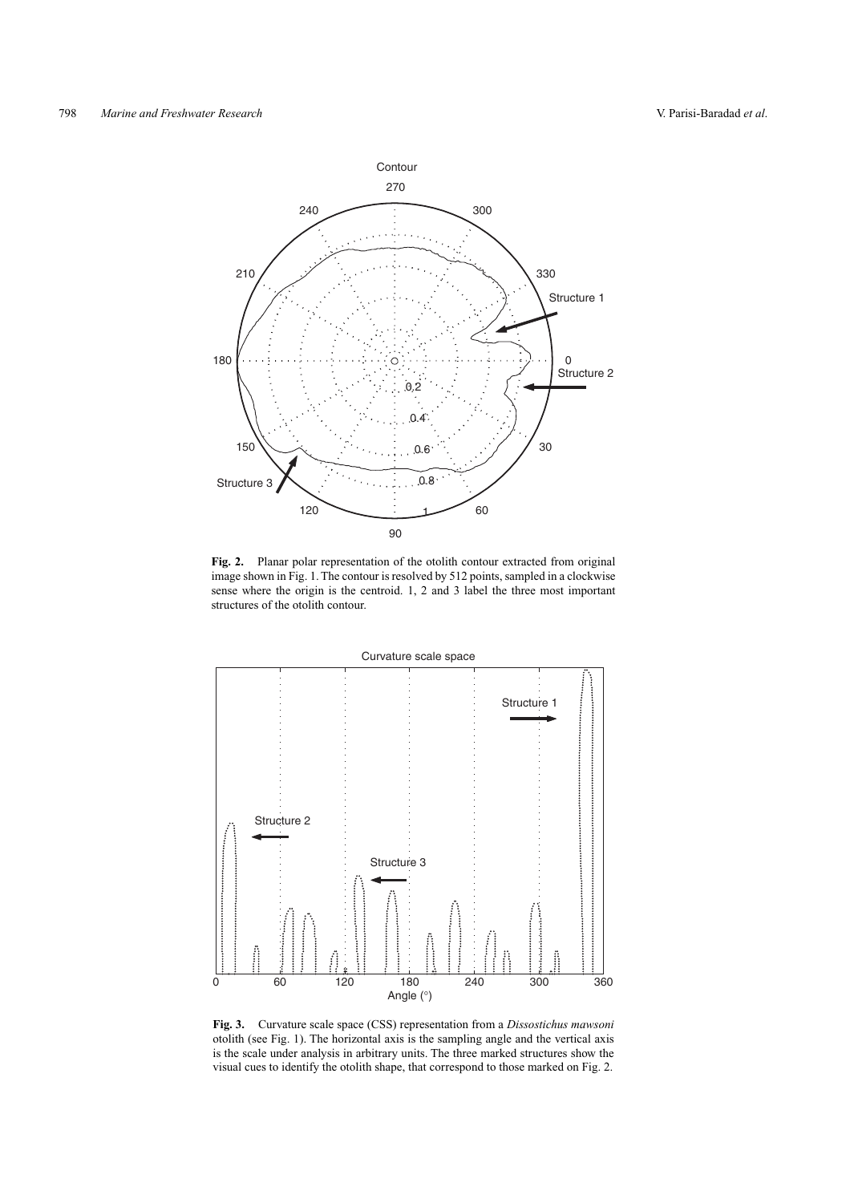**Fig. 2.** Planar polar representation of the otolith contour extracted from original image shown in Fig. 1. The contour is resolved by 512 points, sampled in a clockwise sense where the origin is the centroid. 1, 2 and 3 label the three most important structures of the otolith contour.

**Fig. 3.** Curvature scale space (CSS) representation from a *Dissostichus mawsoni* otolith (see Fig. 1). The horizontal axis is the sampling angle and the vertical axis is the scale under analysis in arbitrary units. The three marked structures show the visual cues to identify the otolith shape, that correspond to those marked on Fig. 2.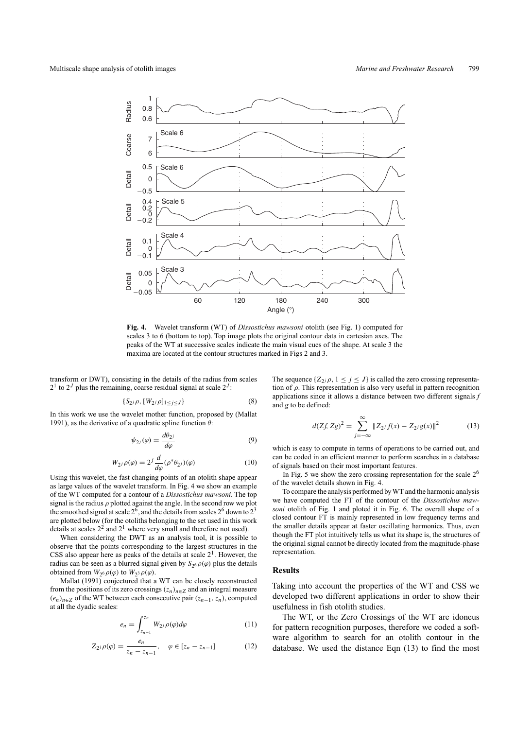**Fig. 4.** Wavelet transform (WT) of *Dissostichus mawsoni* otolith (see Fig. 1) computed for scales 3 to 6 (bottom to top). Top image plots the original contour data in cartesian axes. The peaks of the WT at successive scales indicate the main visual cues of the shape. At scale 3 the maxima are located at the contour structures marked in Figs 2 and 3.

transform or DWT), consisting in the details of the radius from scales $2^1$ to $2^J$ plus the remaining, coarse residual signal at scale $2^J$:

$$\{S_{2^J}\rho, [W_{2^j}\rho]_{1\le j\le J}\} \tag{8}$$

In this work we use the wavelet mother function, proposed by (Mallat 1991), as the derivative of a quadratic spline function $\theta$:

$$\psi_{2^j}(\varphi) = \frac{d\theta_{2^j}}{d\varphi} \tag{9}$$

$$W_{2^j}\rho(\varphi) = 2^j \frac{d}{d\varphi}(\rho^*\theta_{2^j})(\varphi) \tag{10}$$

Using this wavelet, the fast changing points of an otolith shape appear as large values of the wavelet transform. In Fig. 4 we show an example of the WT computed for a contour of a *Dissostichus mawsoni*. The top signal is the radius $\rho$ plotted against the angle. In the second row we plot the smoothed signal at scale $2^6$, and the details from scales $2^6$ down to $2^3$ are plotted below (for the otoliths belonging to the set used in this work details at scales $2^2$ and $2^1$ where very small and therefore not used).

When considering the DWT as an analysis tool, it is possible to observe that the points corresponding to the largest structures in the CSS also appear here as peaks of the details at scale $2^1$. However, the radius can be seen as a blurred signal given by $S_{2^6}\rho(\varphi)$ plus the details obtained from $W_{2^6}\rho(\varphi)$ to $W_{2^3}\rho(\varphi)$.

Mallat (1991) conjectured that a WT can be closely reconstructed from the positions of its zero crossings $(z_n)_{n\in Z}$ and an integral measure $(e_n)_{n\in Z}$ of the WT between each consecutive pair $(z_{n-1}, z_n)$, computed at all the dyadic scales:

$$e_n = \int_{z_{n-1}}^{z_n} W_{2^j}\rho(\varphi)d\varphi \tag{11}$$

$$Z_{2^j}\rho(\varphi) = \frac{e_n}{z_n - z_{n-1}}, \quad \varphi \in [z_n - z_{n-1}] \tag{12}$$

The sequence $\{Z_{2^j}\rho, 1 \le j \le J\}$ is called the zero crossing representation of $\rho$. This representation is also very useful in pattern recognition applications since it allows a distance between two different signals $f$ and $g$ to be defined:

$$d(Zf, Zg)^2 = \sum_{j=-\infty}^{\infty} \|Z_{2^j}f(x) - Z_{2^j}g(x)\|^2 \tag{13}$$

which is easy to compute in terms of operations to be carried out, and can be coded in an efficient manner to perform searches in a database of signals based on their most important features.

In Fig. 5 we show the zero crossing representation for the scale $2^6$ of the wavelet details shown in Fig. 4.

To compare the analysis performed by WT and the harmonic analysis we have computed the FT of the contour of the *Dissostichus mawsoni* otolith of Fig. 1 and ploted it in Fig. 6. The overall shape of a closed contour FT is mainly represented in low frequency terms and the smaller details appear at faster oscillating harmonics. Thus, even though the FT plot intuitively tells us what its shape is, the structures of the original signal cannot be directly located from the magnitude-phase representation.

## Results

Taking into account the properties of the WT and CSS we developed two different applications in order to show their usefulness in fish otolith studies.

The WT, or the Zero Crossings of the WT are idoneus for pattern recognition purposes, therefore we coded a software algorithm to search for an otolith contour in the database. We used the distance Eqn (13) to find the most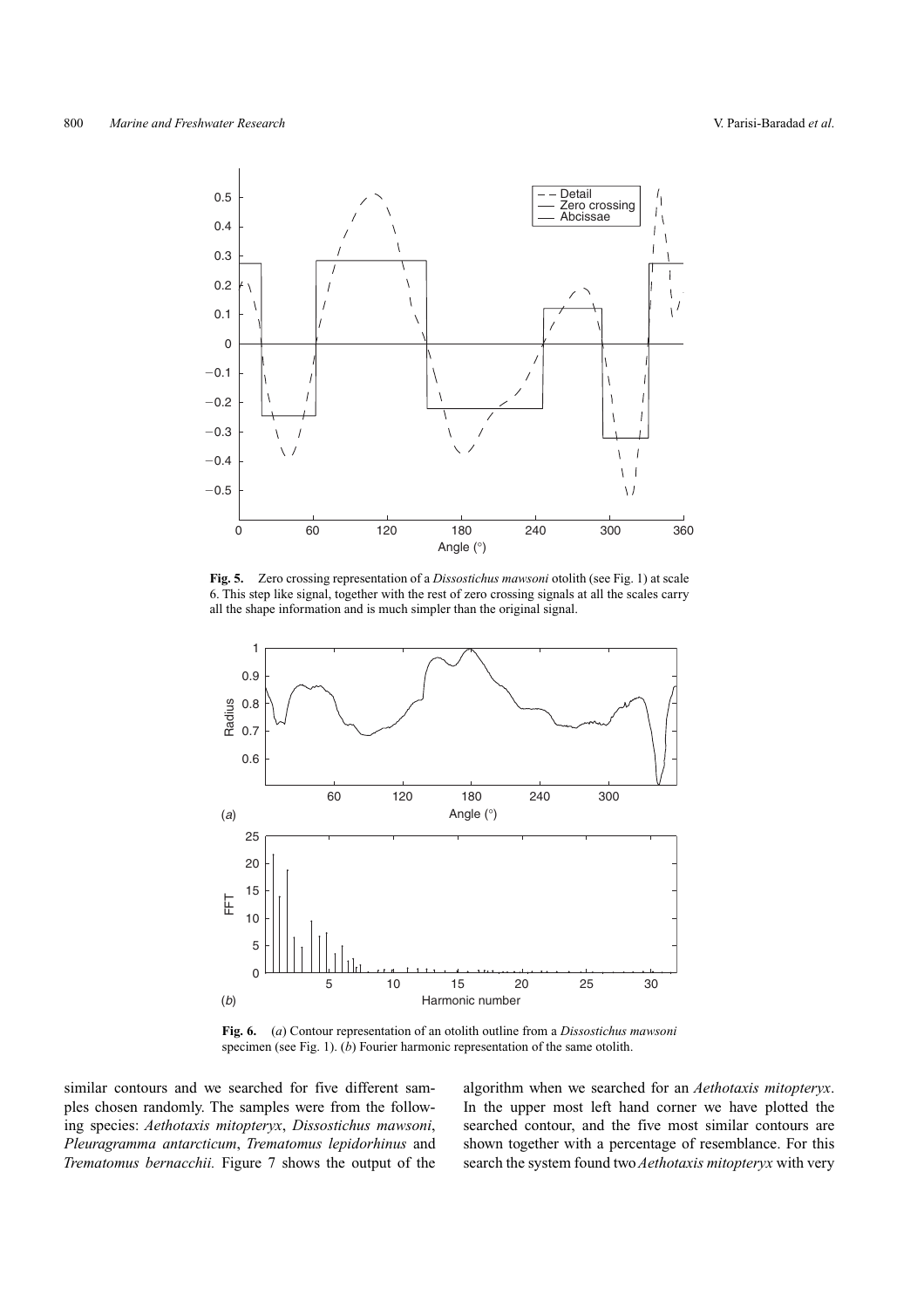**Fig. 5.** Zero crossing representation of a *Dissostichus mawsoni* otolith (see Fig. 1) at scale 6. This step like signal, together with the rest of zero crossing signals at all the scales carry all the shape information and is much simpler than the original signal.

**Fig. 6.** (*a*) Contour representation of an otolith outline from a *Dissostichus mawsoni* specimen (see Fig. 1). (*b*) Fourier harmonic representation of the same otolith.

similar contours and we searched for five different samples chosen randomly. The samples were from the following species: *Aethotaxis mitopteryx*, *Dissostichus mawsoni*, *Pleuragramma antarcticum*, *Trematomus lepidorhinus* and *Trematomus bernacchii.* Figure 7 shows the output of the algorithm when we searched for an *Aethotaxis mitopteryx*. In the upper most left hand corner we have plotted the searched contour, and the five most similar contours are shown together with a percentage of resemblance. For this search the system found two *Aethotaxis mitopteryx* with very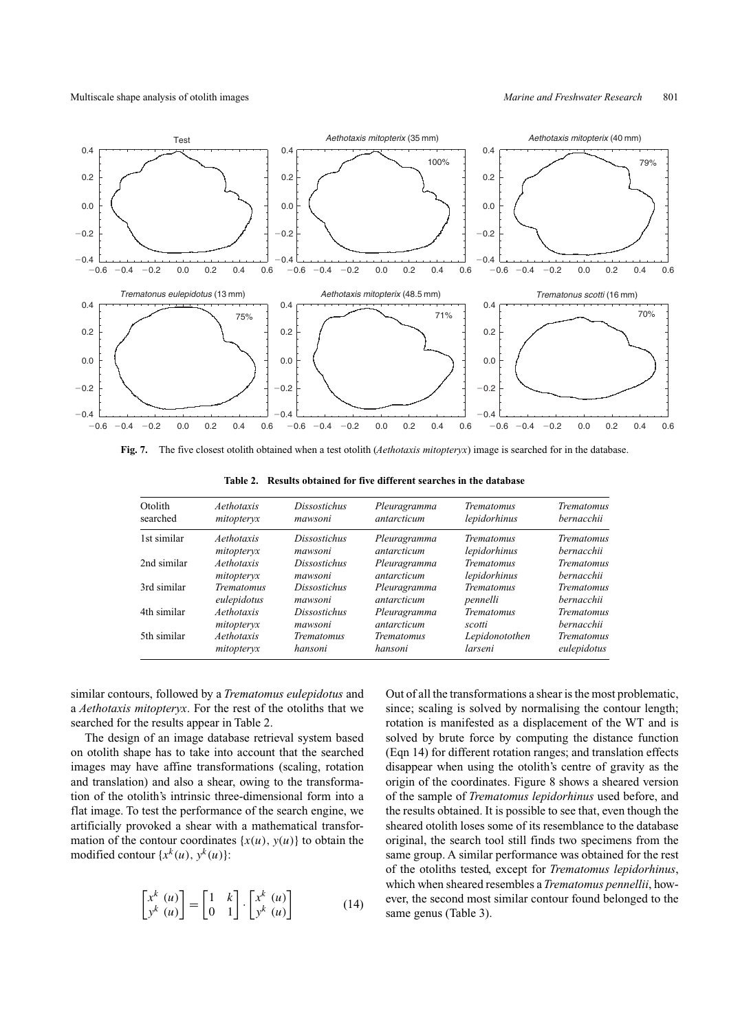Fig. 7. The five closest otolith obtained when a test otolith (*Aethotaxis mitopteryx*) image is searched for in the database.

**Table 2. Results obtained for five different searches in the database**

| Otolith searched | *Aethotaxis mitopteryx* | *Dissostichus mawsoni* | *Pleuragramma antarcticum* | *Trematomus lepidorhinus* | *Trematomus bernacchii* |
|---|---|---|---|---|---|
| 1st similar | *Aethotaxis mitopteryx* | *Dissostichus mawsoni* | *Pleuragramma antarcticum* | *Trematomus lepidorhinus* | *Trematomus bernacchii* |
| 2nd similar | *Aethotaxis mitopteryx* | *Dissostichus mawsoni* | *Pleuragramma antarcticum* | *Trematomus lepidorhinus* | *Trematomus bernacchii* |
| 3rd similar | *Trematomus eulepidotus* | *Dissostichus mawsoni* | *Pleuragramma antarcticum* | *Trematomus pennelli* | *Trematomus bernacchii* |
| 4th similar | *Aethotaxis mitopteryx* | *Dissostichus mawsoni* | *Pleuragramma antarcticum* | *Trematomus scotti* | *Trematomus bernacchii* |
| 5th similar | *Aethotaxis mitopteryx* | *Trematomus hansoni* | *Trematomus hansoni* | *Lepidonotothen larseni* | *Trematomus eulepidotus* |

similar contours, followed by a *Trematomus eulepidotus* and a *Aethotaxis mitopteryx*. For the rest of the otoliths that we searched for the results appear in Table 2.

The design of an image database retrieval system based on otolith shape has to take into account that the searched images may have affine transformations (scaling, rotation and translation) and also a shear, owing to the transformation of the otolith's intrinsic three-dimensional form into a flat image. To test the performance of the search engine, we artificially provoked a shear with a mathematical transformation of the contour coordinates $\{x(u), y(u)\}$ to obtain the modified contour $\{x^k(u), y^k(u)\}$:

$$\begin{bmatrix} x^k\ (u) \\ y^k\ (u) \end{bmatrix} = \begin{bmatrix} 1 & k \\ 0 & 1 \end{bmatrix} \cdot \begin{bmatrix} x^k\ (u) \\ y^k\ (u) \end{bmatrix} \tag{14}$$

Out of all the transformations a shear is the most problematic, since; scaling is solved by normalising the contour length; rotation is manifested as a displacement of the WT and is solved by brute force by computing the distance function (Eqn 14) for different rotation ranges; and translation effects disappear when using the otolith's centre of gravity as the origin of the coordinates. Figure 8 shows a sheared version of the sample of *Trematomus lepidorhinus* used before, and the results obtained. It is possible to see that, even though the sheared otolith loses some of its resemblance to the database original, the search tool still finds two specimens from the same group. A similar performance was obtained for the rest of the otoliths tested, except for *Trematomus lepidorhinus*, which when sheared resembles a *Trematomus pennellii*, however, the second most similar contour found belonged to the same genus (Table 3).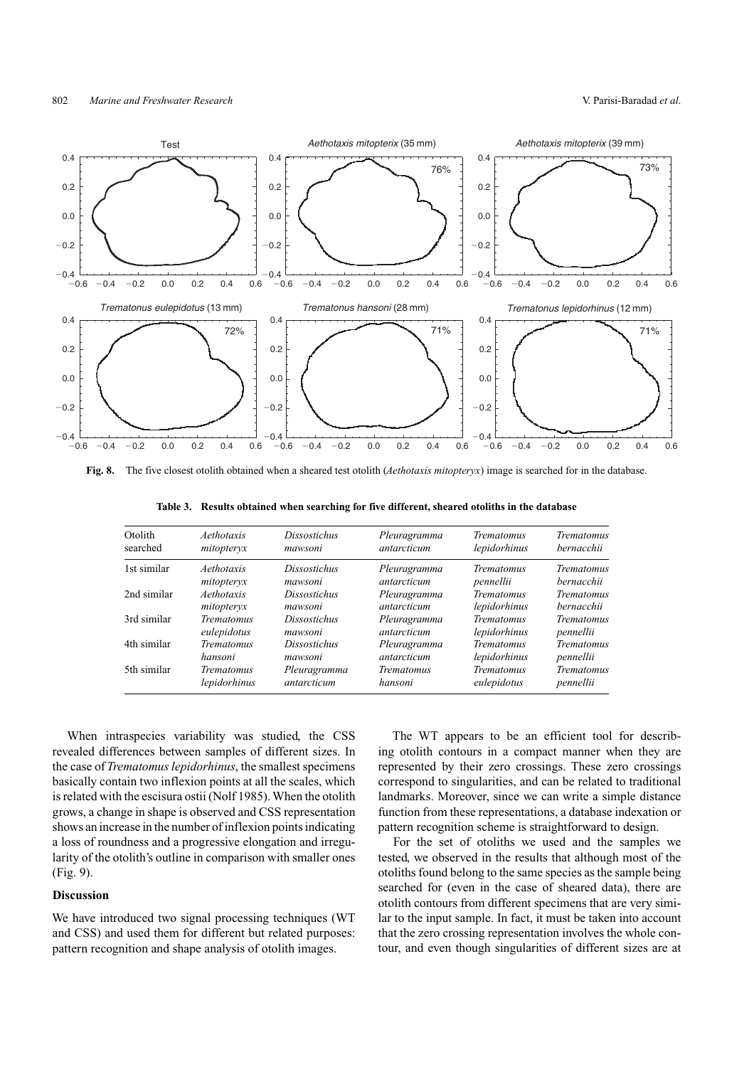**Fig. 8.** The five closest otolith obtained when a sheared test otolith (*Aethotaxis mitopteryx*) image is searched for in the database.

**Table 3. Results obtained when searching for five different, sheared otoliths in the database**

| Otolith searched | *Aethotaxis mitopteryx* | *Dissostichus mawsoni* | *Pleuragramma antarcticum* | *Trematomus lepidorhinus* | *Trematomus bernacchii* |
|---|---|---|---|---|---|
| 1st similar | *Aethotaxis mitopteryx* | *Dissostichus mawsoni* | *Pleuragramma antarcticum* | *Trematomus pennellii* | *Trematomus bernacchii* |
| 2nd similar | *Aethotaxis mitopteryx* | *Dissostichus mawsoni* | *Pleuragramma antarcticum* | *Trematomus lepidorhinus* | *Trematomus bernacchii* |
| 3rd similar | *Trematomus eulepidotus* | *Dissostichus mawsoni* | *Pleuragramma antarcticum* | *Trematomus lepidorhinus* | *Trematomus pennellii* |
| 4th similar | *Trematomus hansoni* | *Dissostichus mawsoni* | *Pleuragramma antarcticum* | *Trematomus lepidorhinus* | *Trematomus pennellii* |
| 5th similar | *Trematomus lepidorhinus* | *Pleuragramma antarcticum* | *Trematomus hansoni* | *Trematomus eulepidotus* | *Trematomus pennellii* |

When intraspecies variability was studied, the CSS revealed differences between samples of different sizes. In the case of *Trematomus lepidorhinus*, the smallest specimens basically contain two inflexion points at all the scales, which is related with the escisura ostii (Nolf 1985). When the otolith grows, a change in shape is observed and CSS representation shows an increase in the number of inflexion points indicating a loss of roundness and a progressive elongation and irregularity of the otolith's outline in comparison with smaller ones (Fig. 9).

## Discussion

We have introduced two signal processing techniques (WT and CSS) and used them for different but related purposes: pattern recognition and shape analysis of otolith images.

The WT appears to be an efficient tool for describing otolith contours in a compact manner when they are represented by their zero crossings. These zero crossings correspond to singularities, and can be related to traditional landmarks. Moreover, since we can write a simple distance function from these representations, a database indexation or pattern recognition scheme is straightforward to design.

For the set of otoliths we used and the samples we tested, we observed in the results that although most of the otoliths found belong to the same species as the sample being searched for (even in the case of sheared data), there are otolith contours from different specimens that are very similar to the input sample. In fact, it must be taken into account that the zero crossing representation involves the whole contour, and even though singularities of different sizes are at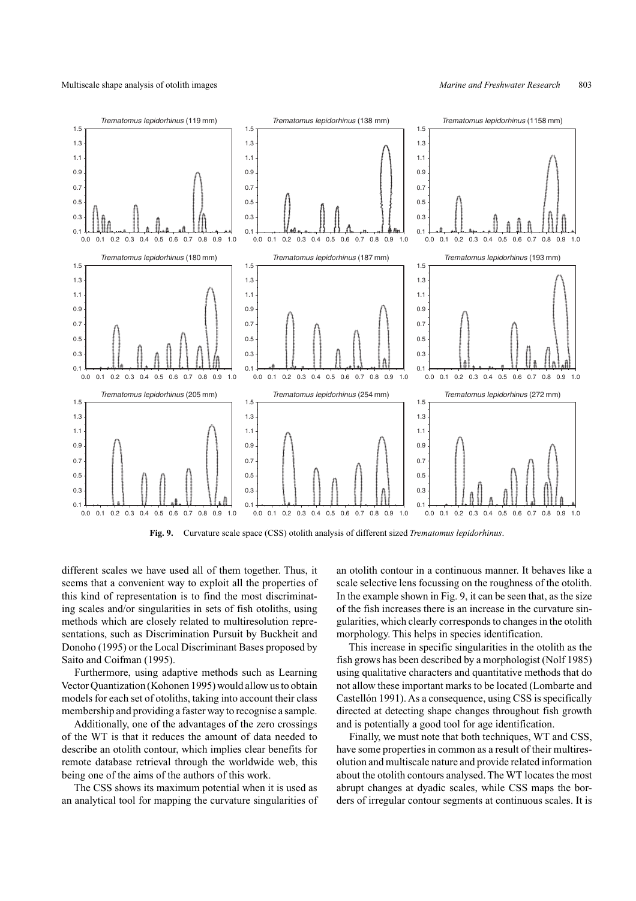**Fig. 9.** Curvature scale space (CSS) otolith analysis of different sized *Trematomus lepidorhinus*.

different scales we have used all of them together. Thus, it seems that a convenient way to exploit all the properties of this kind of representation is to find the most discriminating scales and/or singularities in sets of fish otoliths, using methods which are closely related to multiresolution representations, such as Discrimination Pursuit by Buckheit and Donoho (1995) or the Local Discriminant Bases proposed by Saito and Coifman (1995).

Furthermore, using adaptive methods such as Learning Vector Quantization (Kohonen 1995) would allow us to obtain models for each set of otoliths, taking into account their class membership and providing a faster way to recognise a sample.

Additionally, one of the advantages of the zero crossings of the WT is that it reduces the amount of data needed to describe an otolith contour, which implies clear benefits for remote database retrieval through the worldwide web, this being one of the aims of the authors of this work.

The CSS shows its maximum potential when it is used as an analytical tool for mapping the curvature singularities of an otolith contour in a continuous manner. It behaves like a scale selective lens focussing on the roughness of the otolith. In the example shown in Fig. 9, it can be seen that, as the size of the fish increases there is an increase in the curvature singularities, which clearly corresponds to changes in the otolith morphology. This helps in species identification.

This increase in specific singularities in the otolith as the fish grows has been described by a morphologist (Nolf 1985) using qualitative characters and quantitative methods that do not allow these important marks to be located (Lombarte and Castellón 1991). As a consequence, using CSS is specifically directed at detecting shape changes throughout fish growth and is potentially a good tool for age identification.

Finally, we must note that both techniques, WT and CSS, have some properties in common as a result of their multiresolution and multiscale nature and provide related information about the otolith contours analysed. The WT locates the most abrupt changes at dyadic scales, while CSS maps the borders of irregular contour segments at continuous scales. It is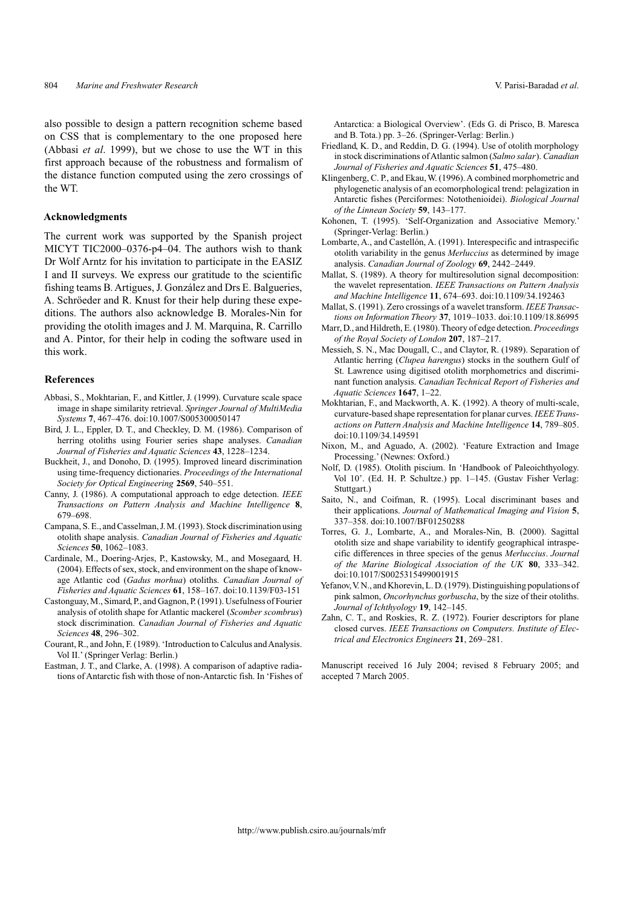also possible to design a pattern recognition scheme based on CSS that is complementary to the one proposed here (Abbasi *et al*. 1999), but we chose to use the WT in this first approach because of the robustness and formalism of the distance function computed using the zero crossings of the WT.

### Acknowledgments

The current work was supported by the Spanish project MICYT TIC2000–0376-p4–04. The authors wish to thank Dr Wolf Arntz for his invitation to participate in the EASIZ I and II surveys. We express our gratitude to the scientific fishing teams B. Artigues, J. González and Drs E. Balgueries, A. Schröeder and R. Knust for their help during these expeditions. The authors also acknowledge B. Morales-Nin for providing the otolith images and J. M. Marquina, R. Carrillo and A. Pintor, for their help in coding the software used in this work.

### References

Abbasi, S., Mokhtarian, F., and Kittler, J. (1999). Curvature scale space image in shape similarity retrieval. *Springer Journal of MultiMedia Systems* **7**, 467–476. doi:10.1007/S005300050147

Bird, J. L., Eppler, D. T., and Checkley, D. M. (1986). Comparison of herring otoliths using Fourier series shape analyses. *Canadian Journal of Fisheries and Aquatic Sciences* **43**, 1228–1234.

Buckheit, J., and Donoho, D. (1995). Improved lineard discrimination using time-frequency dictionaries. *Proceedings of the International Society for Optical Engineering* **2569**, 540–551.

Canny, J. (1986). A computational approach to edge detection. *IEEE Transactions on Pattern Analysis and Machine Intelligence* **8**, 679–698.

Campana, S. E., and Casselman, J. M. (1993). Stock discrimination using otolith shape analysis. *Canadian Journal of Fisheries and Aquatic Sciences* **50**, 1062–1083.

Cardinale, M., Doering-Arjes, P., Kastowsky, M., and Mosegaard, H. (2004). Effects of sex, stock, and environment on the shape of know-age Atlantic cod (*Gadus morhua*) otoliths. *Canadian Journal of Fisheries and Aquatic Sciences* **61**, 158–167. doi:10.1139/F03-151

Castonguay, M., Simard, P., and Gagnon, P. (1991). Usefulness of Fourier analysis of otolith shape for Atlantic mackerel (*Scomber scombrus*) stock discrimination. *Canadian Journal of Fisheries and Aquatic Sciences* **48**, 296–302.

Courant, R., and John, F. (1989). 'Introduction to Calculus and Analysis. Vol II.' (Springer Verlag: Berlin.)

Eastman, J. T., and Clarke, A. (1998). A comparison of adaptive radiations of Antarctic fish with those of non-Antarctic fish. In 'Fishes of Antarctica: a Biological Overview'. (Eds G. di Prisco, B. Maresca and B. Tota.) pp. 3–26. (Springer-Verlag: Berlin.)

Friedland, K. D., and Reddin, D. G. (1994). Use of otolith morphology in stock discriminations of Atlantic salmon (*Salmo salar*). *Canadian Journal of Fisheries and Aquatic Sciences* **51**, 475–480.

Klingenberg, C. P., and Ekau, W. (1996). A combined morphometric and phylogenetic analysis of an ecomorphological trend: pelagization in Antarctic fishes (Perciformes: Nototheniodei). *Biological Journal of the Linnean Society* **59**, 143–177.

Kohonen, T. (1995). 'Self-Organization and Associative Memory.' (Springer-Verlag: Berlin.)

Lombarte, A., and Castellón, A. (1991). Interespecific and intraspecific otolith variability in the genus *Merluccius* as determined by image analysis. *Canadian Journal of Zoology* **69**, 2442–2449.

Mallat, S. (1989). A theory for multiresolution signal decomposition: the wavelet representation. *IEEE Transactions on Pattern Analysis and Machine Intelligence* **11**, 674–693. doi:10.1109/34.192463

Mallat, S. (1991). Zero crossings of a wavelet transform. *IEEE Transactions on Information Theory* **37**, 1019–1033. doi:10.1109/18.86995

Marr, D., and Hildreth, E. (1980). Theory of edge detection. *Proceedings of the Royal Society of London* **207**, 187–217.

Messieh, S. N., Mac Dougall, C., and Claytor, R. (1989). Separation of Atlantic herring (*Clupea harengus*) stocks in the southern Gulf of St. Lawrence using digitised otolith morphometrics and discriminant function analysis. *Canadian Technical Report of Fisheries and Aquatic Sciences* **1647**, 1–22.

Mokhtarian, F., and Mackworth, A. K. (1992). A theory of multi-scale, curvature-based shape representation for planar curves. *IEEE Transactions on Pattern Analysis and Machine Intelligence* **14**, 789–805. doi:10.1109/34.149591

Nixon, M., and Aguado, A. (2002). 'Feature Extraction and Image Processing.' (Newnes: Oxford.)

Nolf, D. (1985). Otolith piscium. In 'Handbook of Paleoichthyology. Vol 10'. (Ed. H. P. Schultze.) pp. 1–145. (Gustav Fisher Verlag: Stuttgart.)

Saito, N., and Coifman, R. (1995). Local discriminant bases and their applications. *Journal of Mathematical Imaging and Vision* **5**, 337–358. doi:10.1007/BF01250288

Torres, G. J., Lombarte, A., and Morales-Nin, B. (2000). Sagittal otolith size and shape variability to identify geographical intraspecific differences in three species of the genus *Merluccius*. *Journal of the Marine Biological Association of the UK* **80**, 333–342. doi:10.1017/S0025315499001915

Yefanov, V. N., and Khorevin, L. D. (1979). Distinguishing populations of pink salmon, *Oncorhynchus gorbuscha*, by the size of their otoliths. *Journal of Ichthyology* **19**, 142–145.

Zahn, C. T., and Roskies, R. Z. (1972). Fourier descriptors for plane closed curves. *IEEE Transactions on Computers. Institute of Electrical and Electronics Engineers* **21**, 269–281.

Manuscript received 16 July 2004; revised 8 February 2005; and accepted 7 March 2005.